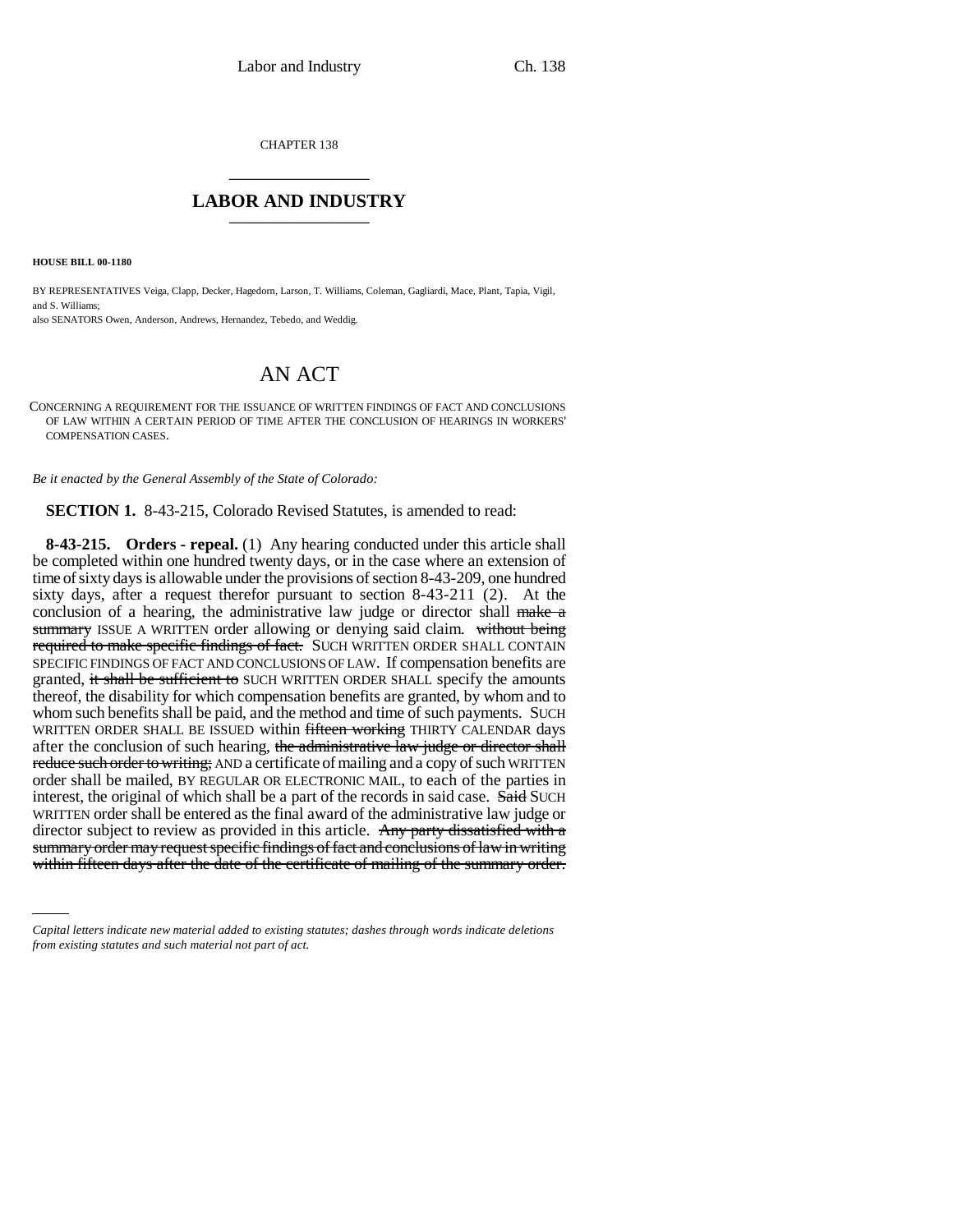CHAPTER 138

# LABOR AND INDUSTRY

**HOUSE BILL 00-1180**

BY REPRESENTATIVES Veiga, Clapp, Decker, Hagedorn, Larson, T. Williams, Coleman, Gagliardi, Mace, Plant, Tapia, Vigil, and S. Williams;
also SENATORS Owen, Anderson, Andrews, Hernandez, Tebedo, and Weddig.

# AN ACT

CONCERNING A REQUIREMENT FOR THE ISSUANCE OF WRITTEN FINDINGS OF FACT AND CONCLUSIONS OF LAW WITHIN A CERTAIN PERIOD OF TIME AFTER THE CONCLUSION OF HEARINGS IN WORKERS' COMPENSATION CASES.

*Be it enacted by the General Assembly of the State of Colorado:*

**SECTION 1.** 8-43-215, Colorado Revised Statutes, is amended to read:

**8-43-215. Orders - repeal.** (1) Any hearing conducted under this article shall be completed within one hundred twenty days, or in the case where an extension of time of sixty days is allowable under the provisions of section 8-43-209, one hundred sixty days, after a request therefor pursuant to section 8-43-211 (2). At the conclusion of a hearing, the administrative law judge or director shall ~~make a summary~~ ISSUE A WRITTEN order allowing or denying said claim. ~~without being required to make specific findings of fact.~~ SUCH WRITTEN ORDER SHALL CONTAIN SPECIFIC FINDINGS OF FACT AND CONCLUSIONS OF LAW. If compensation benefits are granted, ~~it shall be sufficient to~~ SUCH WRITTEN ORDER SHALL specify the amounts thereof, the disability for which compensation benefits are granted, by whom and to whom such benefits shall be paid, and the method and time of such payments. SUCH WRITTEN ORDER SHALL BE ISSUED within ~~fifteen working~~ THIRTY CALENDAR days after the conclusion of such hearing, ~~the administrative law judge or director shall reduce such order to writing;~~ AND a certificate of mailing and a copy of such WRITTEN order shall be mailed, BY REGULAR OR ELECTRONIC MAIL, to each of the parties in interest, the original of which shall be a part of the records in said case. ~~Said~~ SUCH WRITTEN order shall be entered as the final award of the administrative law judge or director subject to review as provided in this article. ~~Any party dissatisfied with a summary order may request specific findings of fact and conclusions of law in writing within fifteen days after the date of the certificate of mailing of the summary order.~~

*Capital letters indicate new material added to existing statutes; dashes through words indicate deletions from existing statutes and such material not part of act.*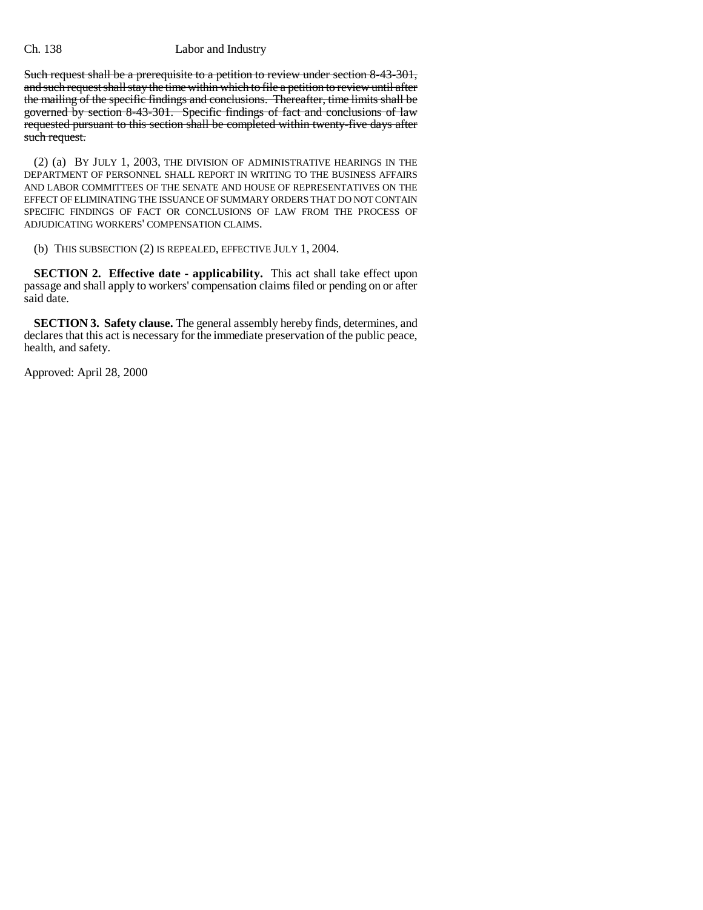~~Such request shall be a prerequisite to a petition to review under section 8-43-301, and such request shall stay the time within which to file a petition to review until after the mailing of the specific findings and conclusions. Thereafter, time limits shall be governed by section 8-43-301. Specific findings of fact and conclusions of law requested pursuant to this section shall be completed within twenty-five days after such request.~~

(2) (a) BY JULY 1, 2003, THE DIVISION OF ADMINISTRATIVE HEARINGS IN THE DEPARTMENT OF PERSONNEL SHALL REPORT IN WRITING TO THE BUSINESS AFFAIRS AND LABOR COMMITTEES OF THE SENATE AND HOUSE OF REPRESENTATIVES ON THE EFFECT OF ELIMINATING THE ISSUANCE OF SUMMARY ORDERS THAT DO NOT CONTAIN SPECIFIC FINDINGS OF FACT OR CONCLUSIONS OF LAW FROM THE PROCESS OF ADJUDICATING WORKERS' COMPENSATION CLAIMS.

(b) THIS SUBSECTION (2) IS REPEALED, EFFECTIVE JULY 1, 2004.

**SECTION 2. Effective date - applicability.** This act shall take effect upon passage and shall apply to workers' compensation claims filed or pending on or after said date.

**SECTION 3. Safety clause.** The general assembly hereby finds, determines, and declares that this act is necessary for the immediate preservation of the public peace, health, and safety.

Approved: April 28, 2000